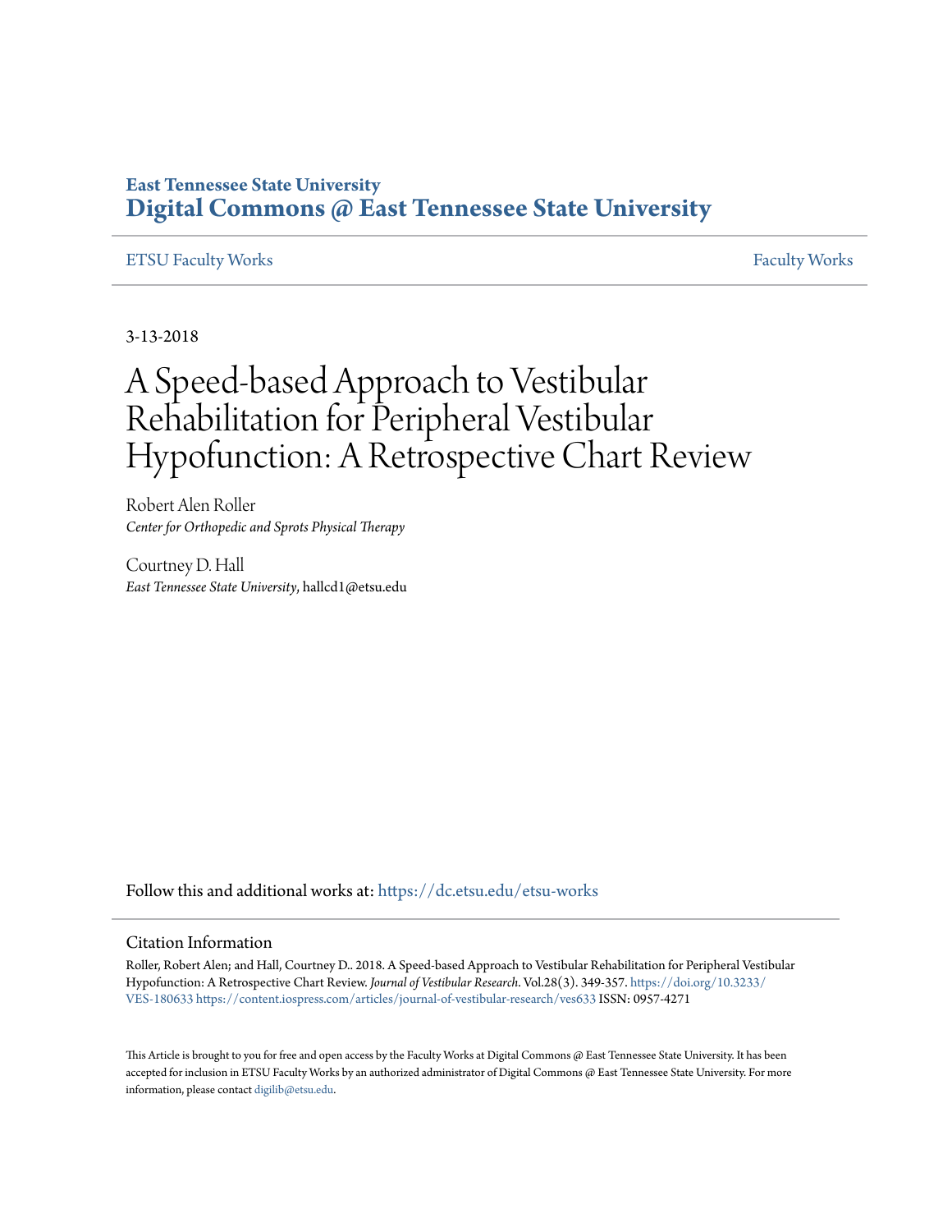East Tennessee State University
# Digital Commons @ East Tennessee State University

ETSU Faculty Works | Faculty Works

3-13-2018

# A Speed-based Approach to Vestibular Rehabilitation for Peripheral Vestibular Hypofunction: A Retrospective Chart Review

Robert Alen Roller
*Center for Orthopedic and Sprots Physical Therapy*

Courtney D. Hall
*East Tennessee State University*, hallcd1@etsu.edu

Follow this and additional works at: https://dc.etsu.edu/etsu-works

## Citation Information

Roller, Robert Alen; and Hall, Courtney D.. 2018. A Speed-based Approach to Vestibular Rehabilitation for Peripheral Vestibular Hypofunction: A Retrospective Chart Review. *Journal of Vestibular Research*. Vol.28(3). 349-357. https://doi.org/10.3233/VES-180633 https://content.iospress.com/articles/journal-of-vestibular-research/ves633 ISSN: 0957-4271

This Article is brought to you for free and open access by the Faculty Works at Digital Commons @ East Tennessee State University. It has been accepted for inclusion in ETSU Faculty Works by an authorized administrator of Digital Commons @ East Tennessee State University. For more information, please contact digilib@etsu.edu.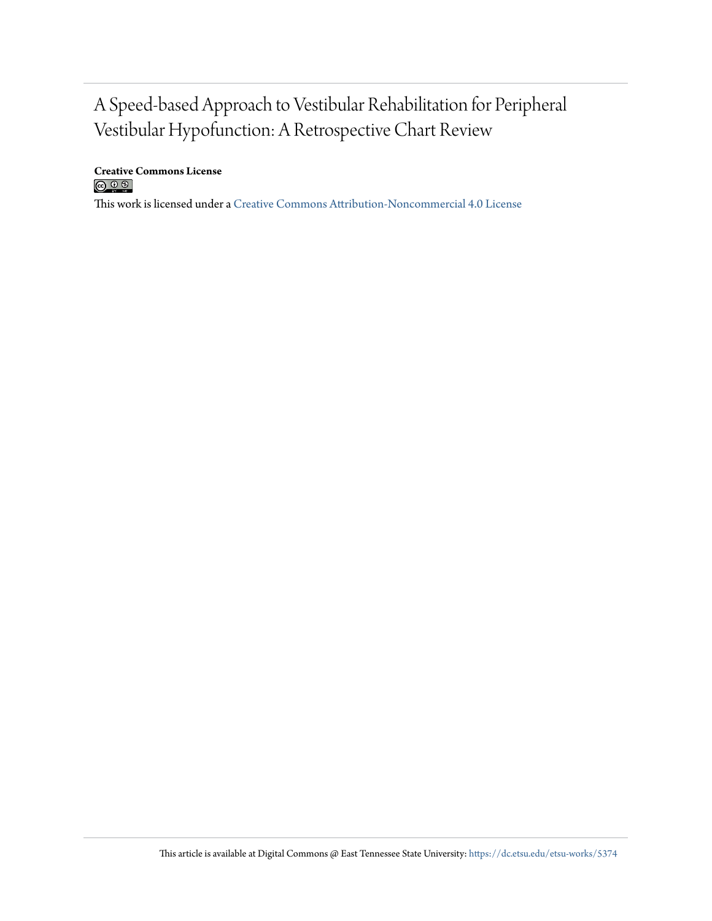# A Speed-based Approach to Vestibular Rehabilitation for Peripheral Vestibular Hypofunction: A Retrospective Chart Review

**Creative Commons License**

This work is licensed under a Creative Commons Attribution-Noncommercial 4.0 License

This article is available at Digital Commons @ East Tennessee State University: https://dc.etsu.edu/etsu-works/5374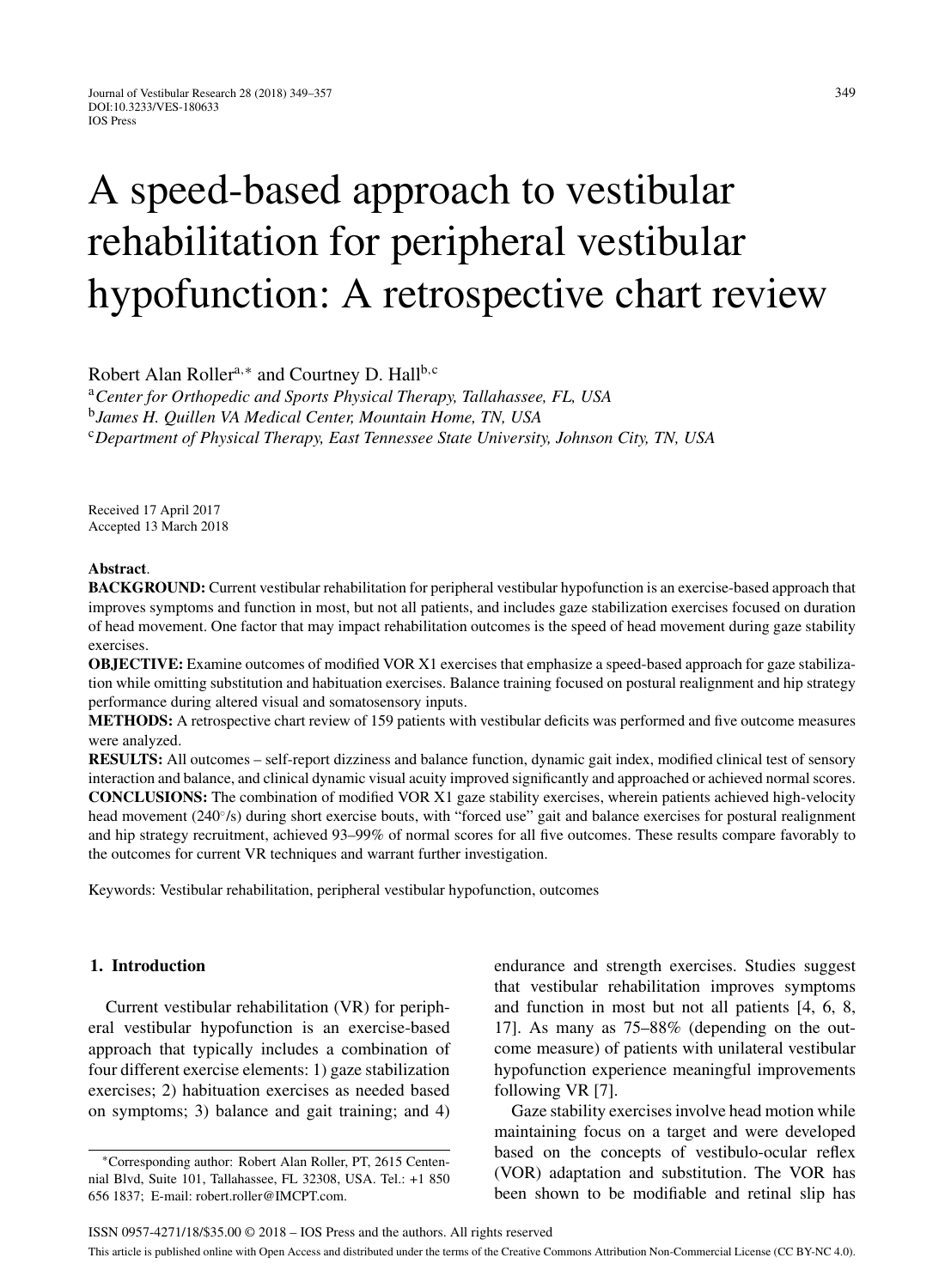# A speed-based approach to vestibular rehabilitation for peripheral vestibular hypofunction: A retrospective chart review

Robert Alan Roller[a,*] and Courtney D. Hall[b,c]

[a] *Center for Orthopedic and Sports Physical Therapy, Tallahassee, FL, USA*

[b] *James H. Quillen VA Medical Center, Mountain Home, TN, USA*

[c] *Department of Physical Therapy, East Tennessee State University, Johnson City, TN, USA*

Received 17 April 2017
Accepted 13 March 2018

**Abstract**.

**BACKGROUND:** Current vestibular rehabilitation for peripheral vestibular hypofunction is an exercise-based approach that improves symptoms and function in most, but not all patients, and includes gaze stabilization exercises focused on duration of head movement. One factor that may impact rehabilitation outcomes is the speed of head movement during gaze stability exercises.

**OBJECTIVE:** Examine outcomes of modified VOR X1 exercises that emphasize a speed-based approach for gaze stabilization while omitting substitution and habituation exercises. Balance training focused on postural realignment and hip strategy performance during altered visual and somatosensory inputs.

**METHODS:** A retrospective chart review of 159 patients with vestibular deficits was performed and five outcome measures were analyzed.

**RESULTS:** All outcomes – self-report dizziness and balance function, dynamic gait index, modified clinical test of sensory interaction and balance, and clinical dynamic visual acuity improved significantly and approached or achieved normal scores.

**CONCLUSIONS:** The combination of modified VOR X1 gaze stability exercises, wherein patients achieved high-velocity head movement (240°/s) during short exercise bouts, with "forced use" gait and balance exercises for postural realignment and hip strategy recruitment, achieved 93–99% of normal scores for all five outcomes. These results compare favorably to the outcomes for current VR techniques and warrant further investigation.

Keywords: Vestibular rehabilitation, peripheral vestibular hypofunction, outcomes

## 1. Introduction

Current vestibular rehabilitation (VR) for peripheral vestibular hypofunction is an exercise-based approach that typically includes a combination of four different exercise elements: 1) gaze stabilization exercises; 2) habituation exercises as needed based on symptoms; 3) balance and gait training; and 4) endurance and strength exercises. Studies suggest that vestibular rehabilitation improves symptoms and function in most but not all patients [4, 6, 8, 17]. As many as 75–88% (depending on the outcome measure) of patients with unilateral vestibular hypofunction experience meaningful improvements following VR [7].

Gaze stability exercises involve head motion while maintaining focus on a target and were developed based on the concepts of vestibulo-ocular reflex (VOR) adaptation and substitution. The VOR has been shown to be modifiable and retinal slip has

*Corresponding author: Robert Alan Roller, PT, 2615 Centennial Blvd, Suite 101, Tallahassee, FL 32308, USA. Tel.: +1 850 656 1837; E-mail: robert.roller@IMCPT.com.

ISSN 0957-4271/18/$35.00 © 2018 – IOS Press and the authors. All rights reserved

This article is published online with Open Access and distributed under the terms of the Creative Commons Attribution Non-Commercial License (CC BY-NC 4.0).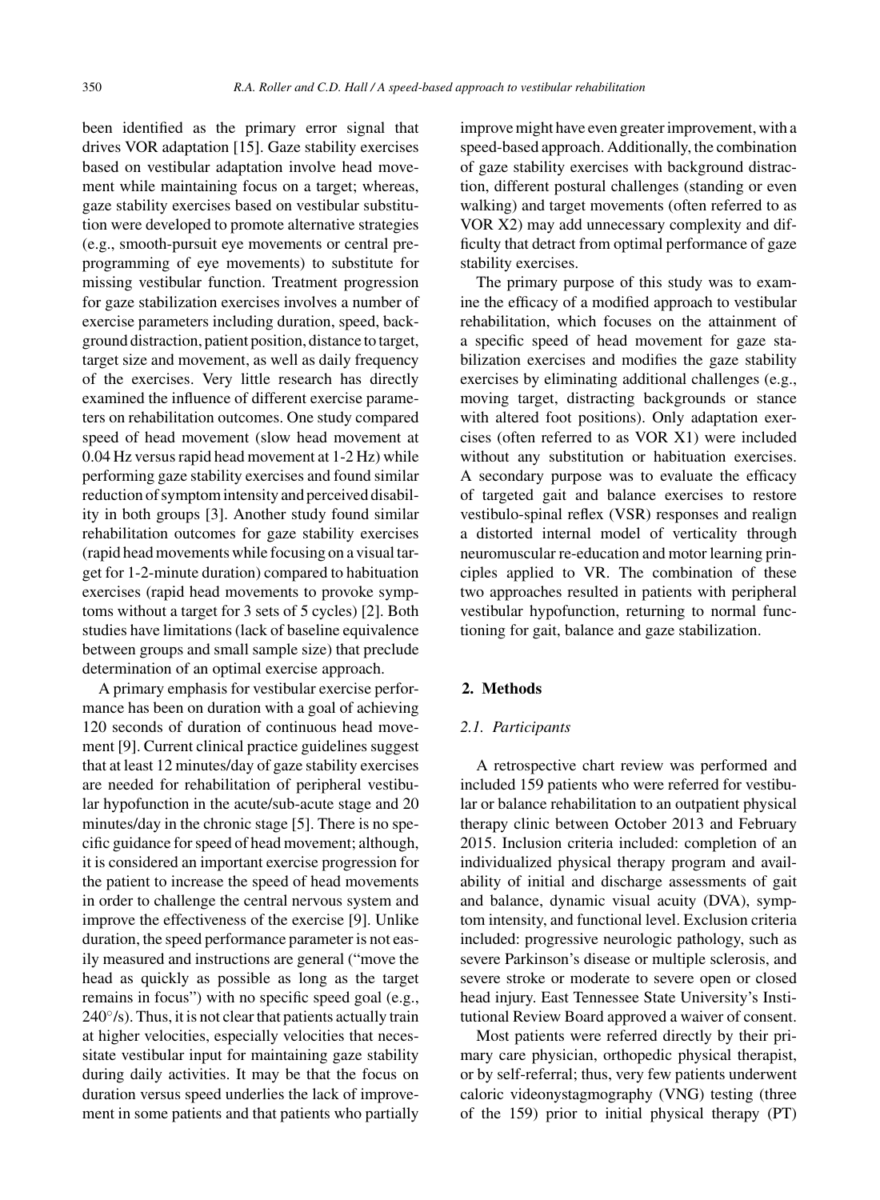been identified as the primary error signal that drives VOR adaptation [15]. Gaze stability exercises based on vestibular adaptation involve head movement while maintaining focus on a target; whereas, gaze stability exercises based on vestibular substitution were developed to promote alternative strategies (e.g., smooth-pursuit eye movements or central preprogramming of eye movements) to substitute for missing vestibular function. Treatment progression for gaze stabilization exercises involves a number of exercise parameters including duration, speed, background distraction, patient position, distance to target, target size and movement, as well as daily frequency of the exercises. Very little research has directly examined the influence of different exercise parameters on rehabilitation outcomes. One study compared speed of head movement (slow head movement at 0.04 Hz versus rapid head movement at 1-2 Hz) while performing gaze stability exercises and found similar reduction of symptom intensity and perceived disability in both groups [3]. Another study found similar rehabilitation outcomes for gaze stability exercises (rapid head movements while focusing on a visual target for 1-2-minute duration) compared to habituation exercises (rapid head movements to provoke symptoms without a target for 3 sets of 5 cycles) [2]. Both studies have limitations (lack of baseline equivalence between groups and small sample size) that preclude determination of an optimal exercise approach.

A primary emphasis for vestibular exercise performance has been on duration with a goal of achieving 120 seconds of duration of continuous head movement [9]. Current clinical practice guidelines suggest that at least 12 minutes/day of gaze stability exercises are needed for rehabilitation of peripheral vestibular hypofunction in the acute/sub-acute stage and 20 minutes/day in the chronic stage [5]. There is no specific guidance for speed of head movement; although, it is considered an important exercise progression for the patient to increase the speed of head movements in order to challenge the central nervous system and improve the effectiveness of the exercise [9]. Unlike duration, the speed performance parameter is not easily measured and instructions are general ("move the head as quickly as possible as long as the target remains in focus") with no specific speed goal (e.g., 240°/s). Thus, it is not clear that patients actually train at higher velocities, especially velocities that necessitate vestibular input for maintaining gaze stability during daily activities. It may be that the focus on duration versus speed underlies the lack of improvement in some patients and that patients who partially improve might have even greater improvement, with a speed-based approach. Additionally, the combination of gaze stability exercises with background distraction, different postural challenges (standing or even walking) and target movements (often referred to as VOR X2) may add unnecessary complexity and difficulty that detract from optimal performance of gaze stability exercises.

The primary purpose of this study was to examine the efficacy of a modified approach to vestibular rehabilitation, which focuses on the attainment of a specific speed of head movement for gaze stabilization exercises and modifies the gaze stability exercises by eliminating additional challenges (e.g., moving target, distracting backgrounds or stance with altered foot positions). Only adaptation exercises (often referred to as VOR X1) were included without any substitution or habituation exercises. A secondary purpose was to evaluate the efficacy of targeted gait and balance exercises to restore vestibulo-spinal reflex (VSR) responses and realign a distorted internal model of verticality through neuromuscular re-education and motor learning principles applied to VR. The combination of these two approaches resulted in patients with peripheral vestibular hypofunction, returning to normal functioning for gait, balance and gaze stabilization.

## 2. Methods

### *2.1. Participants*

A retrospective chart review was performed and included 159 patients who were referred for vestibular or balance rehabilitation to an outpatient physical therapy clinic between October 2013 and February 2015. Inclusion criteria included: completion of an individualized physical therapy program and availability of initial and discharge assessments of gait and balance, dynamic visual acuity (DVA), symptom intensity, and functional level. Exclusion criteria included: progressive neurologic pathology, such as severe Parkinson's disease or multiple sclerosis, and severe stroke or moderate to severe open or closed head injury. East Tennessee State University's Institutional Review Board approved a waiver of consent.

Most patients were referred directly by their primary care physician, orthopedic physical therapist, or by self-referral; thus, very few patients underwent caloric videonystagmography (VNG) testing (three of the 159) prior to initial physical therapy (PT)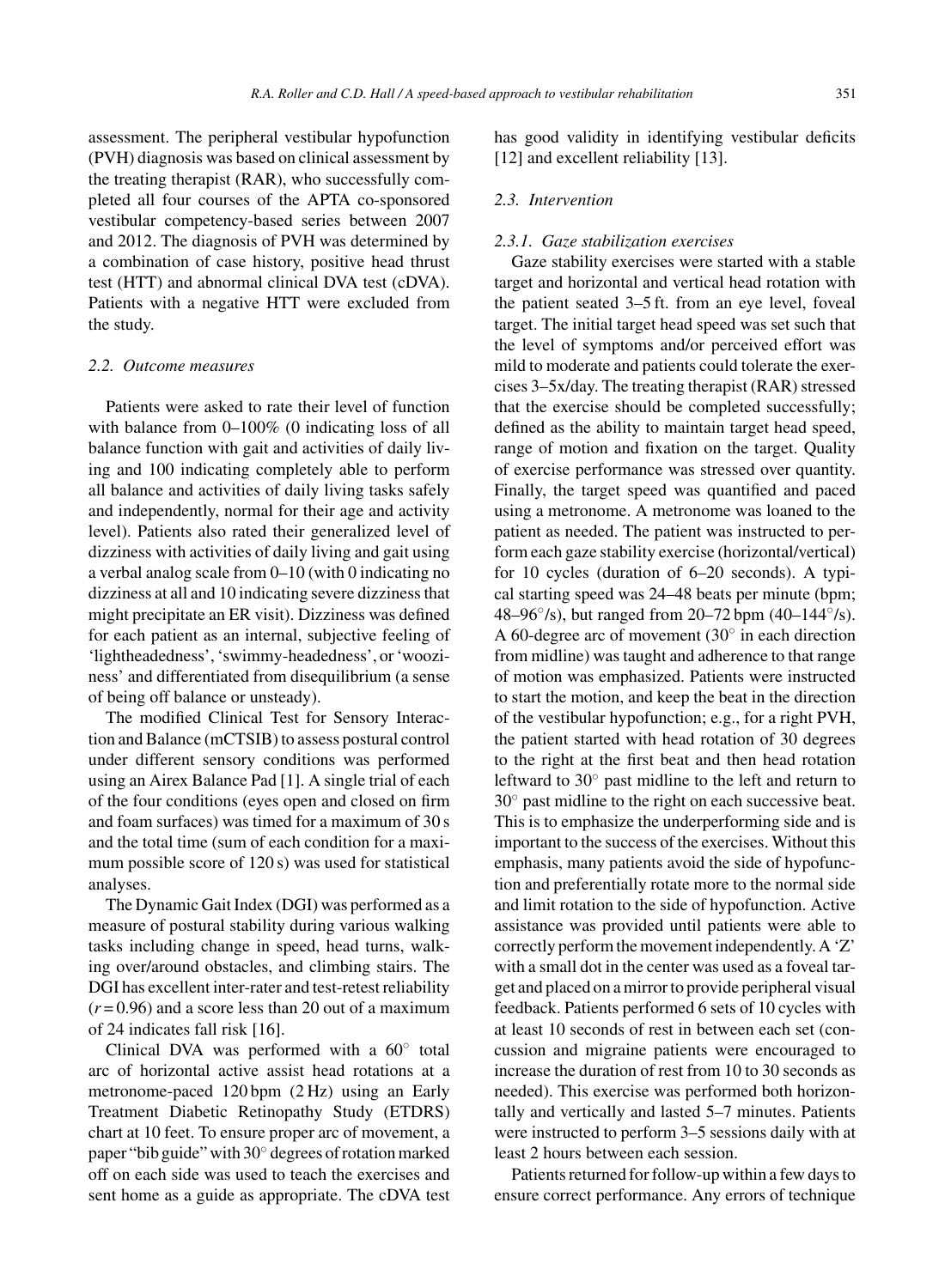assessment. The peripheral vestibular hypofunction (PVH) diagnosis was based on clinical assessment by the treating therapist (RAR), who successfully completed all four courses of the APTA co-sponsored vestibular competency-based series between 2007 and 2012. The diagnosis of PVH was determined by a combination of case history, positive head thrust test (HTT) and abnormal clinical DVA test (cDVA). Patients with a negative HTT were excluded from the study.

### 2.2. Outcome measures

Patients were asked to rate their level of function with balance from 0–100% (0 indicating loss of all balance function with gait and activities of daily living and 100 indicating completely able to perform all balance and activities of daily living tasks safely and independently, normal for their age and activity level). Patients also rated their generalized level of dizziness with activities of daily living and gait using a verbal analog scale from 0–10 (with 0 indicating no dizziness at all and 10 indicating severe dizziness that might precipitate an ER visit). Dizziness was defined for each patient as an internal, subjective feeling of 'lightheadedness', 'swimmy-headedness', or 'wooziness' and differentiated from disequilibrium (a sense of being off balance or unsteady).

The modified Clinical Test for Sensory Interaction and Balance (mCTSIB) to assess postural control under different sensory conditions was performed using an Airex Balance Pad [1]. A single trial of each of the four conditions (eyes open and closed on firm and foam surfaces) was timed for a maximum of 30 s and the total time (sum of each condition for a maximum possible score of 120 s) was used for statistical analyses.

The Dynamic Gait Index (DGI) was performed as a measure of postural stability during various walking tasks including change in speed, head turns, walking over/around obstacles, and climbing stairs. The DGI has excellent inter-rater and test-retest reliability ($r = 0.96$) and a score less than 20 out of a maximum of 24 indicates fall risk [16].

Clinical DVA was performed with a 60° total arc of horizontal active assist head rotations at a metronome-paced 120 bpm (2 Hz) using an Early Treatment Diabetic Retinopathy Study (ETDRS) chart at 10 feet. To ensure proper arc of movement, a paper "bib guide" with 30° degrees of rotation marked off on each side was used to teach the exercises and sent home as a guide as appropriate. The cDVA test has good validity in identifying vestibular deficits [12] and excellent reliability [13].

### 2.3. Intervention

#### 2.3.1. Gaze stabilization exercises

Gaze stability exercises were started with a stable target and horizontal and vertical head rotation with the patient seated 3–5 ft. from an eye level, foveal target. The initial target head speed was set such that the level of symptoms and/or perceived effort was mild to moderate and patients could tolerate the exercises 3–5x/day. The treating therapist (RAR) stressed that the exercise should be completed successfully; defined as the ability to maintain target head speed, range of motion and fixation on the target. Quality of exercise performance was stressed over quantity. Finally, the target speed was quantified and paced using a metronome. A metronome was loaned to the patient as needed. The patient was instructed to perform each gaze stability exercise (horizontal/vertical) for 10 cycles (duration of 6–20 seconds). A typical starting speed was 24–48 beats per minute (bpm; 48–96°/s), but ranged from 20–72 bpm (40–144°/s). A 60-degree arc of movement (30° in each direction from midline) was taught and adherence to that range of motion was emphasized. Patients were instructed to start the motion, and keep the beat in the direction of the vestibular hypofunction; e.g., for a right PVH, the patient started with head rotation of 30 degrees to the right at the first beat and then head rotation leftward to 30° past midline to the left and return to 30° past midline to the right on each successive beat. This is to emphasize the underperforming side and is important to the success of the exercises. Without this emphasis, many patients avoid the side of hypofunction and preferentially rotate more to the normal side and limit rotation to the side of hypofunction. Active assistance was provided until patients were able to correctly perform the movement independently. A 'Z' with a small dot in the center was used as a foveal target and placed on a mirror to provide peripheral visual feedback. Patients performed 6 sets of 10 cycles with at least 10 seconds of rest in between each set (concussion and migraine patients were encouraged to increase the duration of rest from 10 to 30 seconds as needed). This exercise was performed both horizontally and vertically and lasted 5–7 minutes. Patients were instructed to perform 3–5 sessions daily with at least 2 hours between each session.

Patients returned for follow-up within a few days to ensure correct performance. Any errors of technique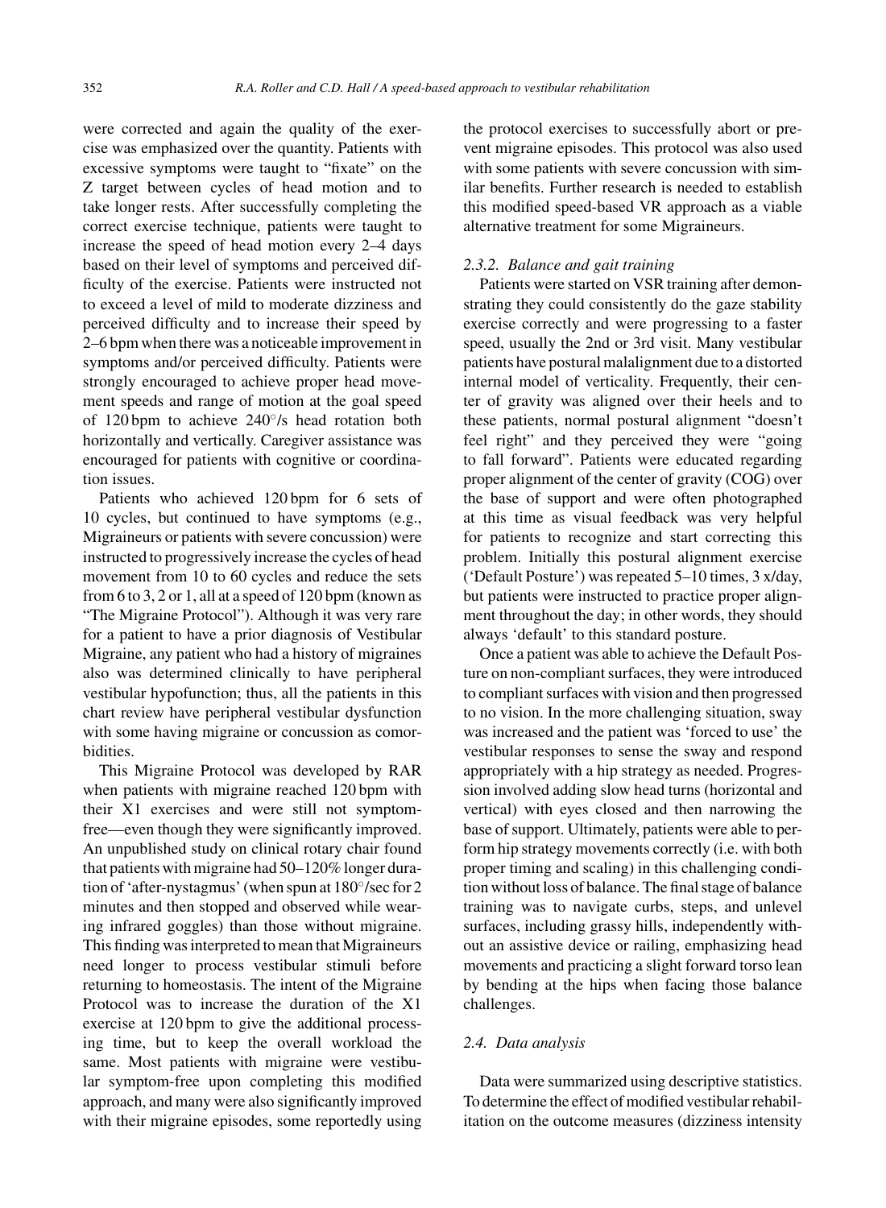were corrected and again the quality of the exercise was emphasized over the quantity. Patients with excessive symptoms were taught to "fixate" on the Z target between cycles of head motion and to take longer rests. After successfully completing the correct exercise technique, patients were taught to increase the speed of head motion every 2–4 days based on their level of symptoms and perceived difficulty of the exercise. Patients were instructed not to exceed a level of mild to moderate dizziness and perceived difficulty and to increase their speed by 2–6 bpm when there was a noticeable improvement in symptoms and/or perceived difficulty. Patients were strongly encouraged to achieve proper head movement speeds and range of motion at the goal speed of 120 bpm to achieve 240°/s head rotation both horizontally and vertically. Caregiver assistance was encouraged for patients with cognitive or coordination issues.

Patients who achieved 120 bpm for 6 sets of 10 cycles, but continued to have symptoms (e.g., Migraineurs or patients with severe concussion) were instructed to progressively increase the cycles of head movement from 10 to 60 cycles and reduce the sets from 6 to 3, 2 or 1, all at a speed of 120 bpm (known as "The Migraine Protocol"). Although it was very rare for a patient to have a prior diagnosis of Vestibular Migraine, any patient who had a history of migraines also was determined clinically to have peripheral vestibular hypofunction; thus, all the patients in this chart review have peripheral vestibular dysfunction with some having migraine or concussion as comorbidities.

This Migraine Protocol was developed by RAR when patients with migraine reached 120 bpm with their X1 exercises and were still not symptom-free—even though they were significantly improved. An unpublished study on clinical rotary chair found that patients with migraine had 50–120% longer duration of 'after-nystagmus' (when spun at 180°/sec for 2 minutes and then stopped and observed while wearing infrared goggles) than those without migraine. This finding was interpreted to mean that Migraineurs need longer to process vestibular stimuli before returning to homeostasis. The intent of the Migraine Protocol was to increase the duration of the X1 exercise at 120 bpm to give the additional processing time, but to keep the overall workload the same. Most patients with migraine were vestibular symptom-free upon completing this modified approach, and many were also significantly improved with their migraine episodes, some reportedly using the protocol exercises to successfully abort or prevent migraine episodes. This protocol was also used with some patients with severe concussion with similar benefits. Further research is needed to establish this modified speed-based VR approach as a viable alternative treatment for some Migraineurs.

#### *2.3.2. Balance and gait training*

Patients were started on VSR training after demonstrating they could consistently do the gaze stability exercise correctly and were progressing to a faster speed, usually the 2nd or 3rd visit. Many vestibular patients have postural malalignment due to a distorted internal model of verticality. Frequently, their center of gravity was aligned over their heels and to these patients, normal postural alignment "doesn't feel right" and they perceived they were "going to fall forward". Patients were educated regarding proper alignment of the center of gravity (COG) over the base of support and were often photographed at this time as visual feedback was very helpful for patients to recognize and start correcting this problem. Initially this postural alignment exercise ('Default Posture') was repeated 5–10 times, 3 x/day, but patients were instructed to practice proper alignment throughout the day; in other words, they should always 'default' to this standard posture.

Once a patient was able to achieve the Default Posture on non-compliant surfaces, they were introduced to compliant surfaces with vision and then progressed to no vision. In the more challenging situation, sway was increased and the patient was 'forced to use' the vestibular responses to sense the sway and respond appropriately with a hip strategy as needed. Progression involved adding slow head turns (horizontal and vertical) with eyes closed and then narrowing the base of support. Ultimately, patients were able to perform hip strategy movements correctly (i.e. with both proper timing and scaling) in this challenging condition without loss of balance. The final stage of balance training was to navigate curbs, steps, and unlevel surfaces, including grassy hills, independently without an assistive device or railing, emphasizing head movements and practicing a slight forward torso lean by bending at the hips when facing those balance challenges.

### *2.4. Data analysis*

Data were summarized using descriptive statistics. To determine the effect of modified vestibular rehabilitation on the outcome measures (dizziness intensity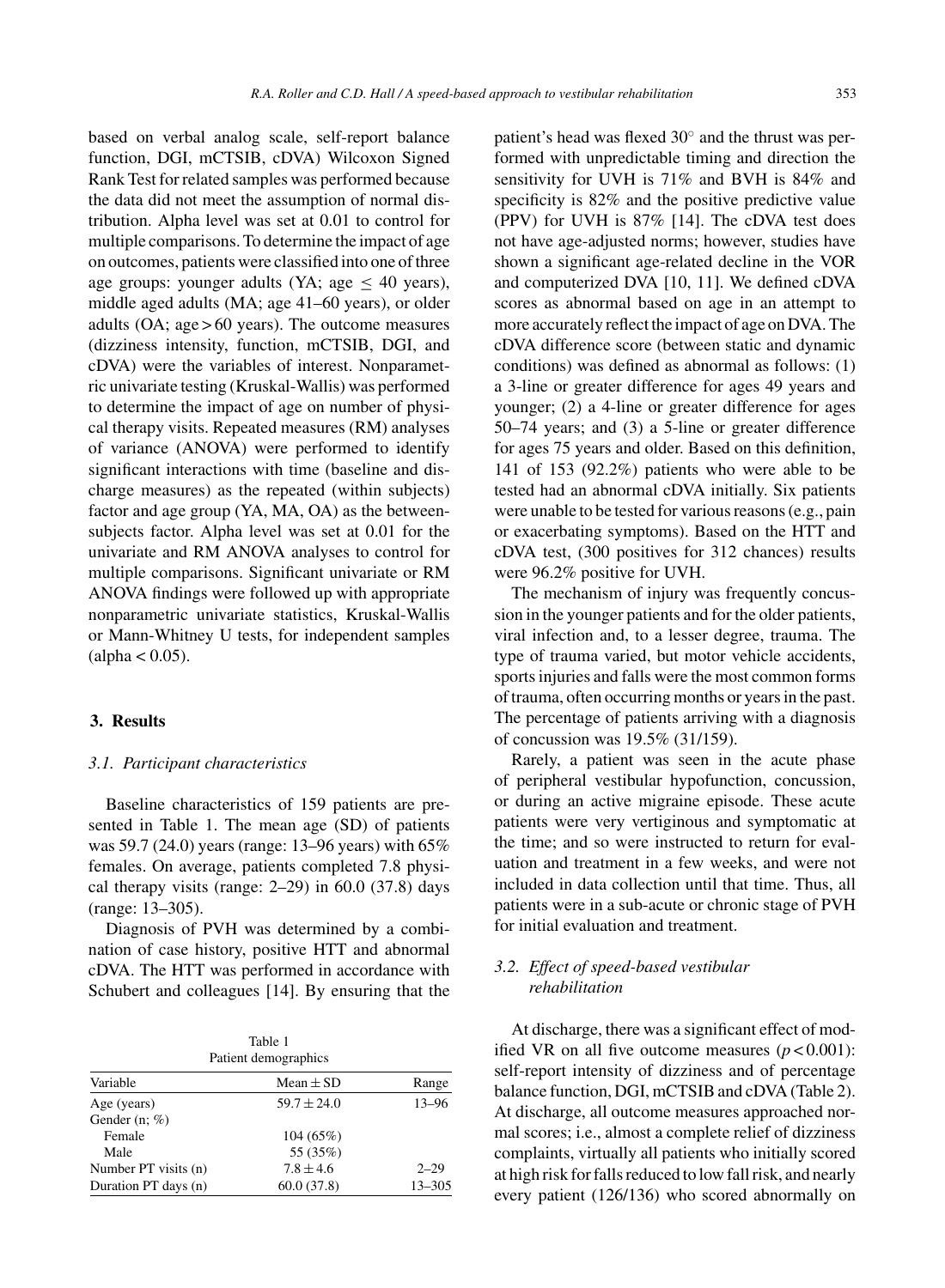based on verbal analog scale, self-report balance function, DGI, mCTSIB, cDVA) Wilcoxon Signed Rank Test for related samples was performed because the data did not meet the assumption of normal distribution. Alpha level was set at 0.01 to control for multiple comparisons. To determine the impact of age on outcomes, patients were classified into one of three age groups: younger adults (YA; age $\leq$ 40 years), middle aged adults (MA; age 41–60 years), or older adults (OA; age > 60 years). The outcome measures (dizziness intensity, function, mCTSIB, DGI, and cDVA) were the variables of interest. Nonparametric univariate testing (Kruskal-Wallis) was performed to determine the impact of age on number of physical therapy visits. Repeated measures (RM) analyses of variance (ANOVA) were performed to identify significant interactions with time (baseline and discharge measures) as the repeated (within subjects) factor and age group (YA, MA, OA) as the between-subjects factor. Alpha level was set at 0.01 for the univariate and RM ANOVA analyses to control for multiple comparisons. Significant univariate or RM ANOVA findings were followed up with appropriate nonparametric univariate statistics, Kruskal-Wallis or Mann-Whitney U tests, for independent samples (alpha < 0.05).

## 3. Results

### 3.1. Participant characteristics

Baseline characteristics of 159 patients are presented in Table 1. The mean age (SD) of patients was 59.7 (24.0) years (range: 13–96 years) with 65% females. On average, patients completed 7.8 physical therapy visits (range: 2–29) in 60.0 (37.8) days (range: 13–305).

Diagnosis of PVH was determined by a combination of case history, positive HTT and abnormal cDVA. The HTT was performed in accordance with Schubert and colleagues [14]. By ensuring that the patient's head was flexed 30° and the thrust was performed with unpredictable timing and direction the sensitivity for UVH is 71% and BVH is 84% and specificity is 82% and the positive predictive value (PPV) for UVH is 87% [14]. The cDVA test does not have age-adjusted norms; however, studies have shown a significant age-related decline in the VOR and computerized DVA [10, 11]. We defined cDVA scores as abnormal based on age in an attempt to more accurately reflect the impact of age on DVA. The cDVA difference score (between static and dynamic conditions) was defined as abnormal as follows: (1) a 3-line or greater difference for ages 49 years and younger; (2) a 4-line or greater difference for ages 50–74 years; and (3) a 5-line or greater difference for ages 75 years and older. Based on this definition, 141 of 153 (92.2%) patients who were able to be tested had an abnormal cDVA initially. Six patients were unable to be tested for various reasons (e.g., pain or exacerbating symptoms). Based on the HTT and cDVA test, (300 positives for 312 chances) results were 96.2% positive for UVH.

The mechanism of injury was frequently concussion in the younger patients and for the older patients, viral infection and, to a lesser degree, trauma. The type of trauma varied, but motor vehicle accidents, sports injuries and falls were the most common forms of trauma, often occurring months or years in the past. The percentage of patients arriving with a diagnosis of concussion was 19.5% (31/159).

Rarely, a patient was seen in the acute phase of peripheral vestibular hypofunction, concussion, or during an active migraine episode. These acute patients were very vertiginous and symptomatic at the time; and so were instructed to return for evaluation and treatment in a few weeks, and were not included in data collection until that time. Thus, all patients were in a sub-acute or chronic stage of PVH for initial evaluation and treatment.

Table 1
Patient demographics

| Variable | Mean ± SD | Range |
|---|---|---|
| Age (years) | 59.7 ± 24.0 | 13–96 |
| Gender (n; %) | | |
| Female | 104 (65%) | |
| Male | 55 (35%) | |
| Number PT visits (n) | 7.8 ± 4.6 | 2–29 |
| Duration PT days (n) | 60.0 (37.8) | 13–305 |

### 3.2. Effect of speed-based vestibular rehabilitation

At discharge, there was a significant effect of modified VR on all five outcome measures ($p < 0.001$): self-report intensity of dizziness and of percentage balance function, DGI, mCTSIB and cDVA (Table 2). At discharge, all outcome measures approached normal scores; i.e., almost a complete relief of dizziness complaints, virtually all patients who initially scored at high risk for falls reduced to low fall risk, and nearly every patient (126/136) who scored abnormally on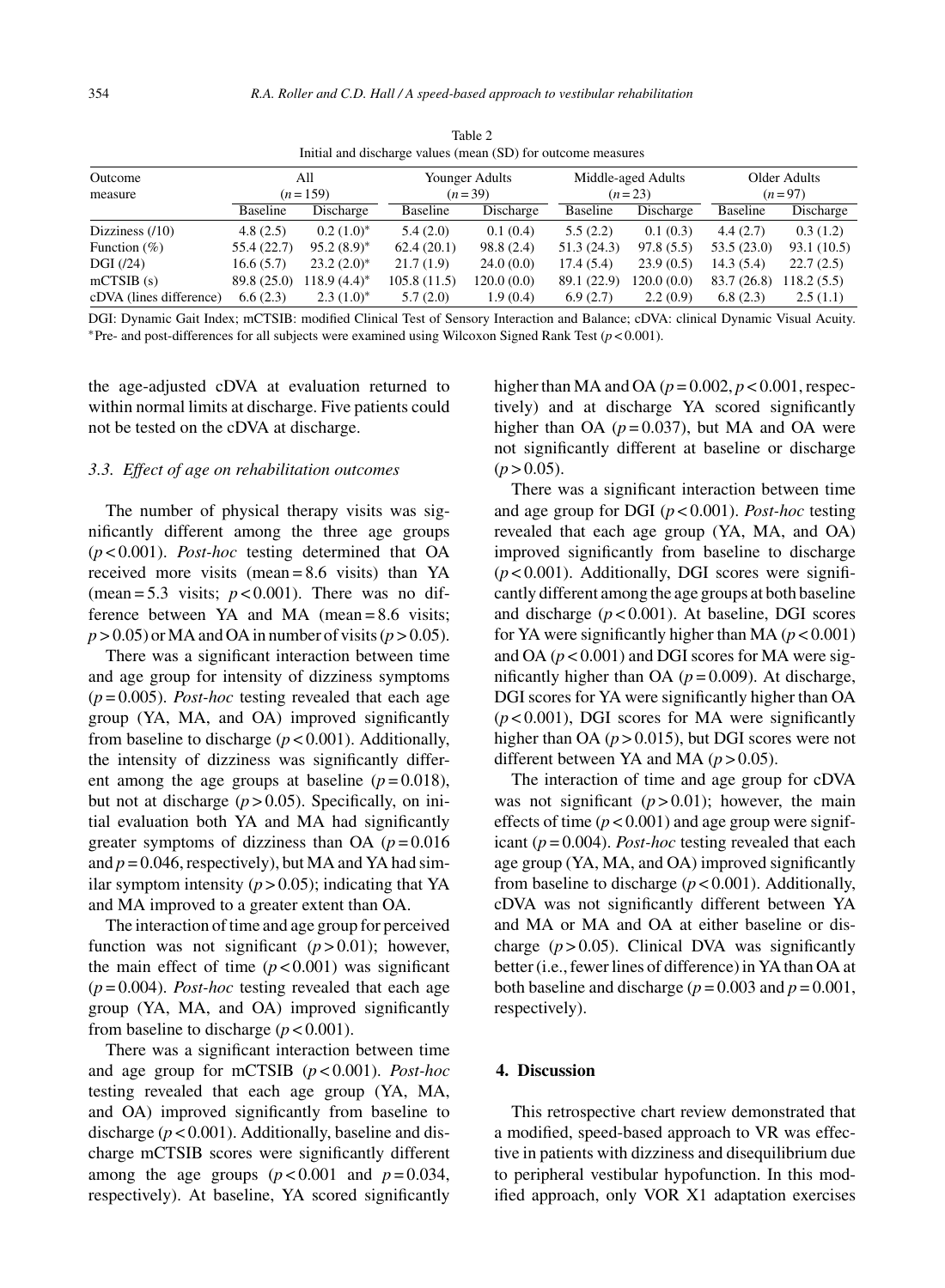Table 2
Initial and discharge values (mean (SD) for outcome measures

| Outcome measure | All ($n = 159$) | | Younger Adults ($n = 39$) | | Middle-aged Adults ($n = 23$) | | Older Adults ($n = 97$) | |
|---|---|---|---|---|---|---|---|---|
| | Baseline | Discharge | Baseline | Discharge | Baseline | Discharge | Baseline | Discharge |
| Dizziness (/10) | 4.8 (2.5) | 0.2 (1.0)* | 5.4 (2.0) | 0.1 (0.4) | 5.5 (2.2) | 0.1 (0.3) | 4.4 (2.7) | 0.3 (1.2) |
| Function (%) | 55.4 (22.7) | 95.2 (8.9)* | 62.4 (20.1) | 98.8 (2.4) | 51.3 (24.3) | 97.8 (5.5) | 53.5 (23.0) | 93.1 (10.5) |
| DGI (/24) | 16.6 (5.7) | 23.2 (2.0)* | 21.7 (1.9) | 24.0 (0.0) | 17.4 (5.4) | 23.9 (0.5) | 14.3 (5.4) | 22.7 (2.5) |
| mCTSIB (s) | 89.8 (25.0) | 118.9 (4.4)* | 105.8 (11.5) | 120.0 (0.0) | 89.1 (22.9) | 120.0 (0.0) | 83.7 (26.8) | 118.2 (5.5) |
| cDVA (lines difference) | 6.6 (2.3) | 2.3 (1.0)* | 5.7 (2.0) | 1.9 (0.4) | 6.9 (2.7) | 2.2 (0.9) | 6.8 (2.3) | 2.5 (1.1) |

DGI: Dynamic Gait Index; mCTSIB: modified Clinical Test of Sensory Interaction and Balance; cDVA: clinical Dynamic Visual Acuity.
*Pre- and post-differences for all subjects were examined using Wilcoxon Signed Rank Test ($p < 0.001$).

the age-adjusted cDVA at evaluation returned to within normal limits at discharge. Five patients could not be tested on the cDVA at discharge.

### 3.3. Effect of age on rehabilitation outcomes

The number of physical therapy visits was significantly different among the three age groups ($p < 0.001$). *Post-hoc* testing determined that OA received more visits (mean = 8.6 visits) than YA (mean = 5.3 visits; $p < 0.001$). There was no difference between YA and MA (mean = 8.6 visits; $p > 0.05$) or MA and OA in number of visits ($p > 0.05$).

There was a significant interaction between time and age group for intensity of dizziness symptoms ($p = 0.005$). *Post-hoc* testing revealed that each age group (YA, MA, and OA) improved significantly from baseline to discharge ($p < 0.001$). Additionally, the intensity of dizziness was significantly different among the age groups at baseline ($p = 0.018$), but not at discharge ($p > 0.05$). Specifically, on initial evaluation both YA and MA had significantly greater symptoms of dizziness than OA ($p = 0.016$ and $p = 0.046$, respectively), but MA and YA had similar symptom intensity ($p > 0.05$); indicating that YA and MA improved to a greater extent than OA.

The interaction of time and age group for perceived function was not significant ($p > 0.01$); however, the main effect of time ($p < 0.001$) was significant ($p = 0.004$). *Post-hoc* testing revealed that each age group (YA, MA, and OA) improved significantly from baseline to discharge ($p < 0.001$).

There was a significant interaction between time and age group for mCTSIB ($p < 0.001$). *Post-hoc* testing revealed that each age group (YA, MA, and OA) improved significantly from baseline to discharge ($p < 0.001$). Additionally, baseline and discharge mCTSIB scores were significantly different among the age groups ($p < 0.001$ and $p = 0.034$, respectively). At baseline, YA scored significantly higher than MA and OA ($p = 0.002$, $p < 0.001$, respectively) and at discharge YA scored significantly higher than OA ($p = 0.037$), but MA and OA were not significantly different at baseline or discharge ($p > 0.05$).

There was a significant interaction between time and age group for DGI ($p < 0.001$). *Post-hoc* testing revealed that each age group (YA, MA, and OA) improved significantly from baseline to discharge ($p < 0.001$). Additionally, DGI scores were significantly different among the age groups at both baseline and discharge ($p < 0.001$). At baseline, DGI scores for YA were significantly higher than MA ($p < 0.001$) and OA ($p < 0.001$) and DGI scores for MA were significantly higher than OA ($p = 0.009$). At discharge, DGI scores for YA were significantly higher than OA ($p < 0.001$), DGI scores for MA were significantly higher than OA ($p > 0.015$), but DGI scores were not different between YA and MA ($p > 0.05$).

The interaction of time and age group for cDVA was not significant ($p > 0.01$); however, the main effects of time ($p < 0.001$) and age group were significant ($p = 0.004$). *Post-hoc* testing revealed that each age group (YA, MA, and OA) improved significantly from baseline to discharge ($p < 0.001$). Additionally, cDVA was not significantly different between YA and MA or MA and OA at either baseline or discharge ($p > 0.05$). Clinical DVA was significantly better (i.e., fewer lines of difference) in YA than OA at both baseline and discharge ($p = 0.003$ and $p = 0.001$, respectively).

## 4. Discussion

This retrospective chart review demonstrated that a modified, speed-based approach to VR was effective in patients with dizziness and disequilibrium due to peripheral vestibular hypofunction. In this modified approach, only VOR X1 adaptation exercises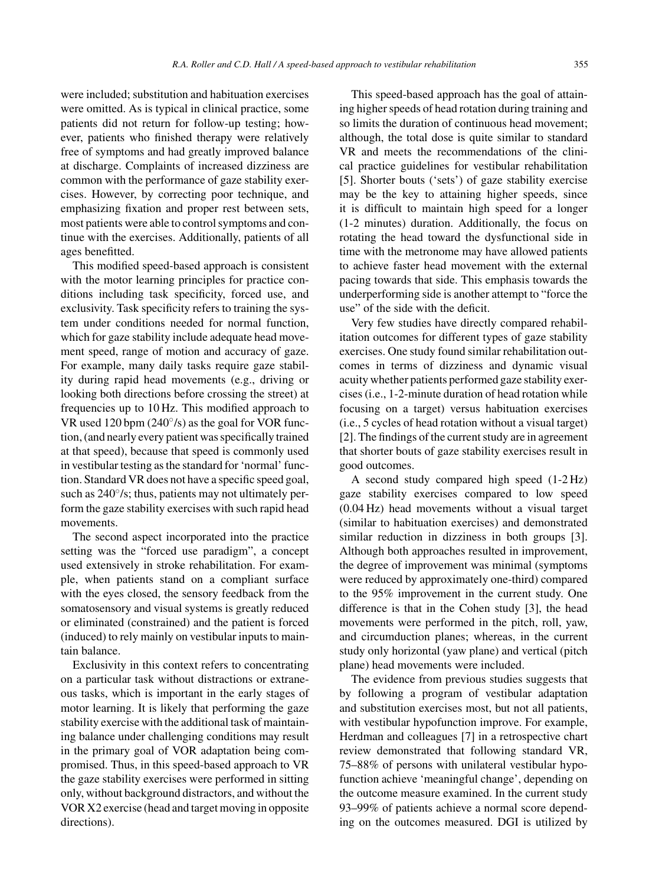were included; substitution and habituation exercises were omitted. As is typical in clinical practice, some patients did not return for follow-up testing; however, patients who finished therapy were relatively free of symptoms and had greatly improved balance at discharge. Complaints of increased dizziness are common with the performance of gaze stability exercises. However, by correcting poor technique, and emphasizing fixation and proper rest between sets, most patients were able to control symptoms and continue with the exercises. Additionally, patients of all ages benefitted.

This modified speed-based approach is consistent with the motor learning principles for practice conditions including task specificity, forced use, and exclusivity. Task specificity refers to training the system under conditions needed for normal function, which for gaze stability include adequate head movement speed, range of motion and accuracy of gaze. For example, many daily tasks require gaze stability during rapid head movements (e.g., driving or looking both directions before crossing the street) at frequencies up to 10 Hz. This modified approach to VR used 120 bpm (240°/s) as the goal for VOR function, (and nearly every patient was specifically trained at that speed), because that speed is commonly used in vestibular testing as the standard for 'normal' function. Standard VR does not have a specific speed goal, such as 240°/s; thus, patients may not ultimately perform the gaze stability exercises with such rapid head movements.

The second aspect incorporated into the practice setting was the "forced use paradigm", a concept used extensively in stroke rehabilitation. For example, when patients stand on a compliant surface with the eyes closed, the sensory feedback from the somatosensory and visual systems is greatly reduced or eliminated (constrained) and the patient is forced (induced) to rely mainly on vestibular inputs to maintain balance.

Exclusivity in this context refers to concentrating on a particular task without distractions or extraneous tasks, which is important in the early stages of motor learning. It is likely that performing the gaze stability exercise with the additional task of maintaining balance under challenging conditions may result in the primary goal of VOR adaptation being compromised. Thus, in this speed-based approach to VR the gaze stability exercises were performed in sitting only, without background distractors, and without the VOR X2 exercise (head and target moving in opposite directions).

This speed-based approach has the goal of attaining higher speeds of head rotation during training and so limits the duration of continuous head movement; although, the total dose is quite similar to standard VR and meets the recommendations of the clinical practice guidelines for vestibular rehabilitation [5]. Shorter bouts ('sets') of gaze stability exercise may be the key to attaining higher speeds, since it is difficult to maintain high speed for a longer (1-2 minutes) duration. Additionally, the focus on rotating the head toward the dysfunctional side in time with the metronome may have allowed patients to achieve faster head movement with the external pacing towards that side. This emphasis towards the underperforming side is another attempt to "force the use" of the side with the deficit.

Very few studies have directly compared rehabilitation outcomes for different types of gaze stability exercises. One study found similar rehabilitation outcomes in terms of dizziness and dynamic visual acuity whether patients performed gaze stability exercises (i.e., 1-2-minute duration of head rotation while focusing on a target) versus habituation exercises (i.e., 5 cycles of head rotation without a visual target) [2]. The findings of the current study are in agreement that shorter bouts of gaze stability exercises result in good outcomes.

A second study compared high speed (1-2 Hz) gaze stability exercises compared to low speed (0.04 Hz) head movements without a visual target (similar to habituation exercises) and demonstrated similar reduction in dizziness in both groups [3]. Although both approaches resulted in improvement, the degree of improvement was minimal (symptoms were reduced by approximately one-third) compared to the 95% improvement in the current study. One difference is that in the Cohen study [3], the head movements were performed in the pitch, roll, yaw, and circumduction planes; whereas, in the current study only horizontal (yaw plane) and vertical (pitch plane) head movements were included.

The evidence from previous studies suggests that by following a program of vestibular adaptation and substitution exercises most, but not all patients, with vestibular hypofunction improve. For example, Herdman and colleagues [7] in a retrospective chart review demonstrated that following standard VR, 75–88% of persons with unilateral vestibular hypofunction achieve 'meaningful change', depending on the outcome measure examined. In the current study 93–99% of patients achieve a normal score depending on the outcomes measured. DGI is utilized by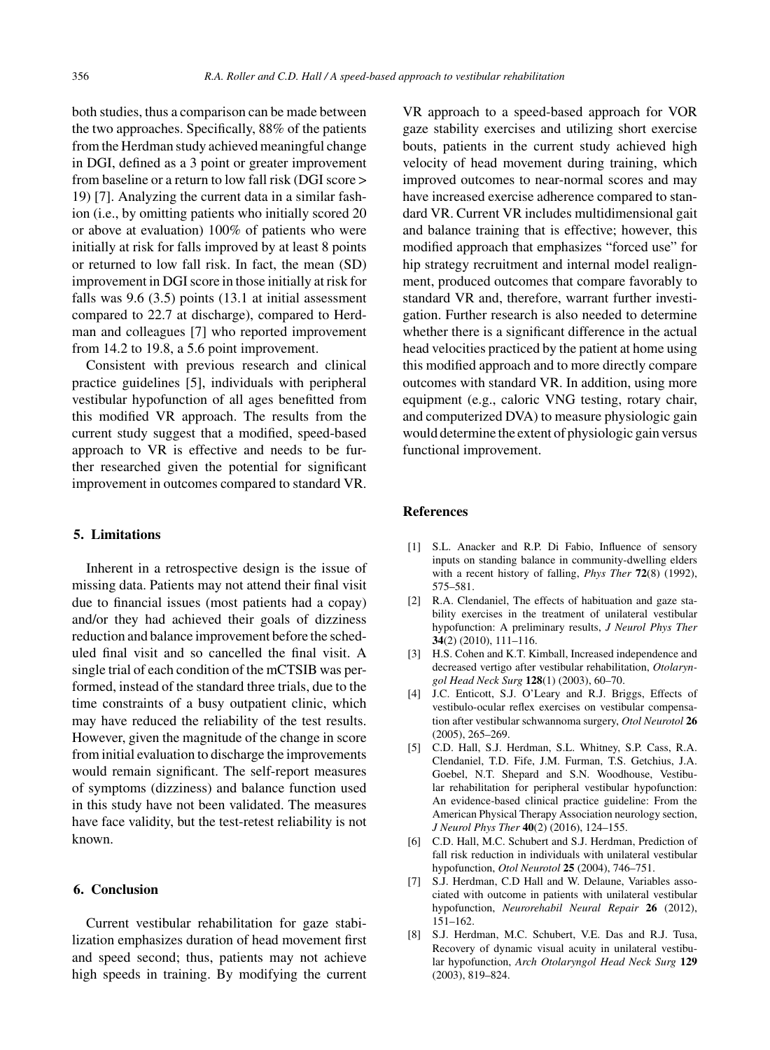both studies, thus a comparison can be made between the two approaches. Specifically, 88% of the patients from the Herdman study achieved meaningful change in DGI, defined as a 3 point or greater improvement from baseline or a return to low fall risk (DGI score > 19) [7]. Analyzing the current data in a similar fashion (i.e., by omitting patients who initially scored 20 or above at evaluation) 100% of patients who were initially at risk for falls improved by at least 8 points or returned to low fall risk. In fact, the mean (SD) improvement in DGI score in those initially at risk for falls was 9.6 (3.5) points (13.1 at initial assessment compared to 22.7 at discharge), compared to Herdman and colleagues [7] who reported improvement from 14.2 to 19.8, a 5.6 point improvement.

Consistent with previous research and clinical practice guidelines [5], individuals with peripheral vestibular hypofunction of all ages benefitted from this modified VR approach. The results from the current study suggest that a modified, speed-based approach to VR is effective and needs to be further researched given the potential for significant improvement in outcomes compared to standard VR.

## 5. Limitations

Inherent in a retrospective design is the issue of missing data. Patients may not attend their final visit due to financial issues (most patients had a copay) and/or they had achieved their goals of dizziness reduction and balance improvement before the scheduled final visit and so cancelled the final visit. A single trial of each condition of the mCTSIB was performed, instead of the standard three trials, due to the time constraints of a busy outpatient clinic, which may have reduced the reliability of the test results. However, given the magnitude of the change in score from initial evaluation to discharge the improvements would remain significant. The self-report measures of symptoms (dizziness) and balance function used in this study have not been validated. The measures have face validity, but the test-retest reliability is not known.

## 6. Conclusion

Current vestibular rehabilitation for gaze stabilization emphasizes duration of head movement first and speed second; thus, patients may not achieve high speeds in training. By modifying the current VR approach to a speed-based approach for VOR gaze stability exercises and utilizing short exercise bouts, patients in the current study achieved high velocity of head movement during training, which improved outcomes to near-normal scores and may have increased exercise adherence compared to standard VR. Current VR includes multidimensional gait and balance training that is effective; however, this modified approach that emphasizes "forced use" for hip strategy recruitment and internal model realignment, produced outcomes that compare favorably to standard VR and, therefore, warrant further investigation. Further research is also needed to determine whether there is a significant difference in the actual head velocities practiced by the patient at home using this modified approach and to more directly compare outcomes with standard VR. In addition, using more equipment (e.g., caloric VNG testing, rotary chair, and computerized DVA) to measure physiologic gain would determine the extent of physiologic gain versus functional improvement.

## References

[1] S.L. Anacker and R.P. Di Fabio, Influence of sensory inputs on standing balance in community-dwelling elders with a recent history of falling, *Phys Ther* **72**(8) (1992), 575–581.

[2] R.A. Clendaniel, The effects of habituation and gaze stability exercises in the treatment of unilateral vestibular hypofunction: A preliminary results, *J Neurol Phys Ther* **34**(2) (2010), 111–116.

[3] H.S. Cohen and K.T. Kimball, Increased independence and decreased vertigo after vestibular rehabilitation, *Otolaryngol Head Neck Surg* **128**(1) (2003), 60–70.

[4] J.C. Enticott, S.J. O'Leary and R.J. Briggs, Effects of vestibulo-ocular reflex exercises on vestibular compensation after vestibular schwannoma surgery, *Otol Neurotol* **26** (2005), 265–269.

[5] C.D. Hall, S.J. Herdman, S.L. Whitney, S.P. Cass, R.A. Clendaniel, T.D. Fife, J.M. Furman, T.S. Getchius, J.A. Goebel, N.T. Shepard and S.N. Woodhouse, Vestibular rehabilitation for peripheral vestibular hypofunction: An evidence-based clinical practice guideline: From the American Physical Therapy Association neurology section, *J Neurol Phys Ther* **40**(2) (2016), 124–155.

[6] C.D. Hall, M.C. Schubert and S.J. Herdman, Prediction of fall risk reduction in individuals with unilateral vestibular hypofunction, *Otol Neurotol* **25** (2004), 746–751.

[7] S.J. Herdman, C.D Hall and W. Delaune, Variables associated with outcome in patients with unilateral vestibular hypofunction, *Neurorehabil Neural Repair* **26** (2012), 151–162.

[8] S.J. Herdman, M.C. Schubert, V.E. Das and R.J. Tusa, Recovery of dynamic visual acuity in unilateral vestibular hypofunction, *Arch Otolaryngol Head Neck Surg* **129** (2003), 819–824.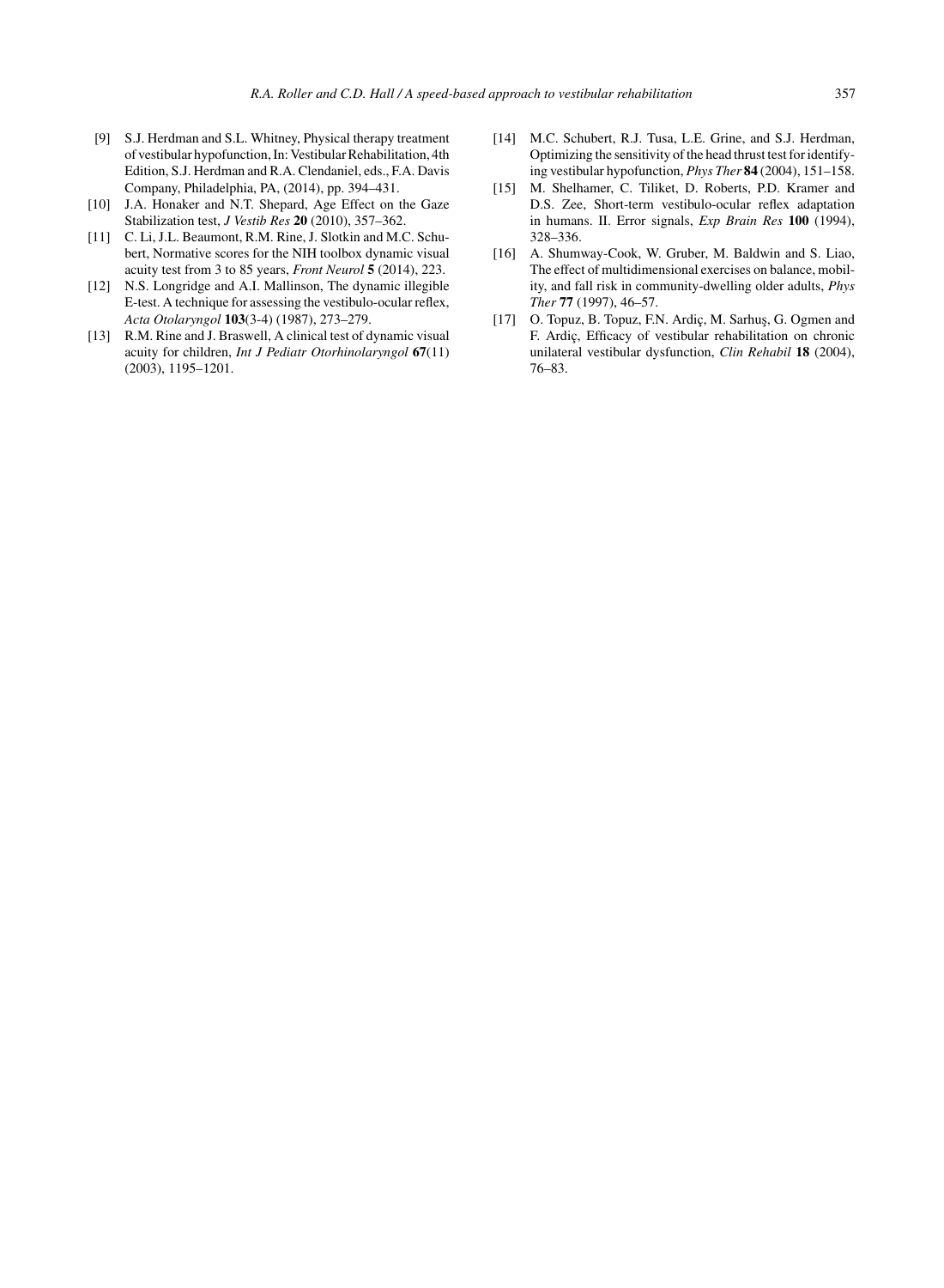[9] S.J. Herdman and S.L. Whitney, Physical therapy treatment of vestibular hypofunction, In: Vestibular Rehabilitation, 4th Edition, S.J. Herdman and R.A. Clendaniel, eds., F.A. Davis Company, Philadelphia, PA, (2014), pp. 394–431.

[10] J.A. Honaker and N.T. Shepard, Age Effect on the Gaze Stabilization test, *J Vestib Res* **20** (2010), 357–362.

[11] C. Li, J.L. Beaumont, R.M. Rine, J. Slotkin and M.C. Schubert, Normative scores for the NIH toolbox dynamic visual acuity test from 3 to 85 years, *Front Neurol* **5** (2014), 223.

[12] N.S. Longridge and A.I. Mallinson, The dynamic illegible E-test. A technique for assessing the vestibulo-ocular reflex, *Acta Otolaryngol* **103**(3-4) (1987), 273–279.

[13] R.M. Rine and J. Braswell, A clinical test of dynamic visual acuity for children, *Int J Pediatr Otorhinolaryngol* **67**(11) (2003), 1195–1201.

[14] M.C. Schubert, R.J. Tusa, L.E. Grine, and S.J. Herdman, Optimizing the sensitivity of the head thrust test for identifying vestibular hypofunction, *Phys Ther* **84** (2004), 151–158.

[15] M. Shelhamer, C. Tiliket, D. Roberts, P.D. Kramer and D.S. Zee, Short-term vestibulo-ocular reflex adaptation in humans. II. Error signals, *Exp Brain Res* **100** (1994), 328–336.

[16] A. Shumway-Cook, W. Gruber, M. Baldwin and S. Liao, The effect of multidimensional exercises on balance, mobility, and fall risk in community-dwelling older adults, *Phys Ther* **77** (1997), 46–57.

[17] O. Topuz, B. Topuz, F.N. Ardiç, M. Sarhuş, G. Ogmen and F. Ardiç, Efficacy of vestibular rehabilitation on chronic unilateral vestibular dysfunction, *Clin Rehabil* **18** (2004), 76–83.